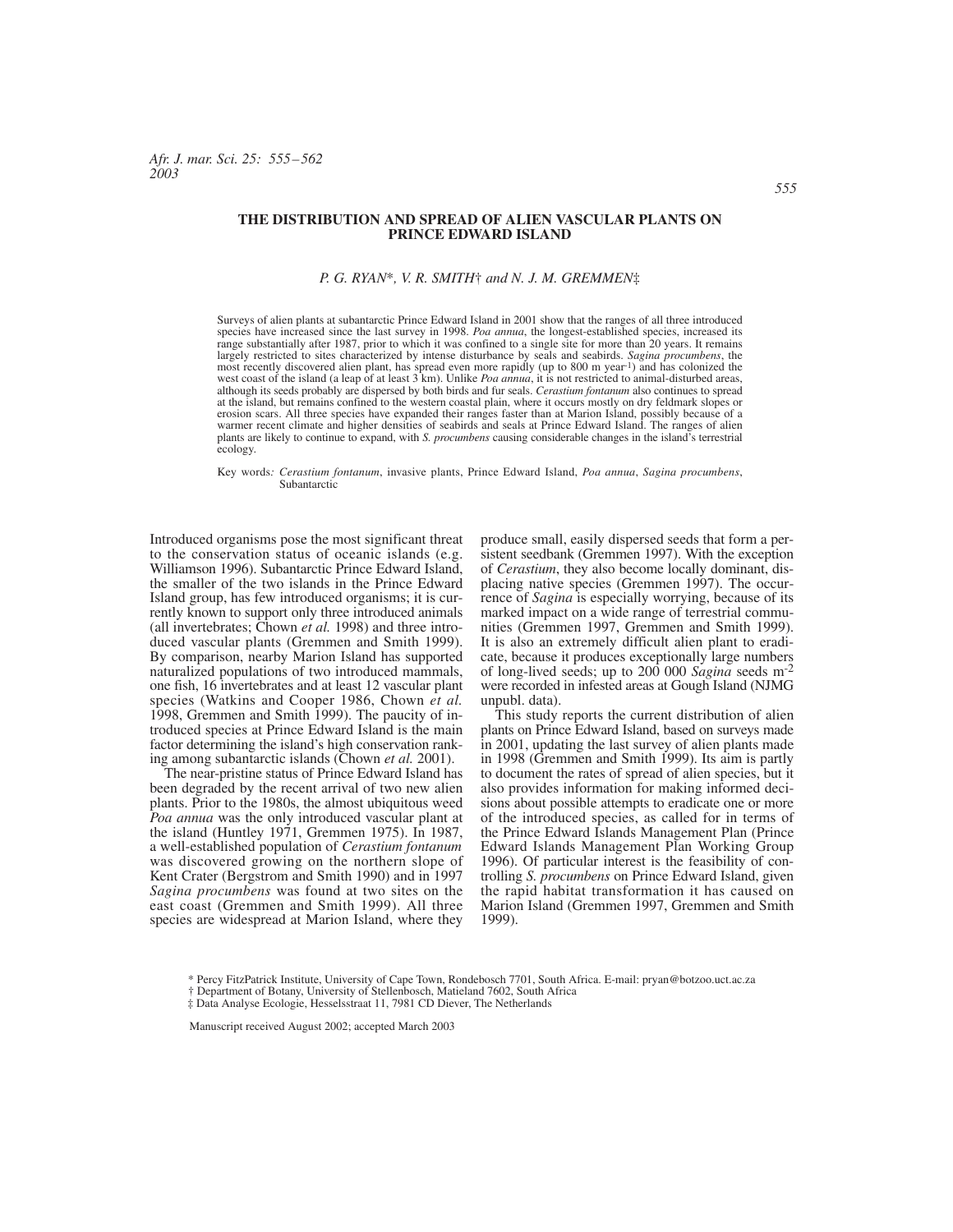# THE DISTRIBUTION AND SPREAD OF ALIEN VASCULAR PLANTS ON PRINCE EDWARD ISLAND

*P. G. RYAN*\*, *V. R. SMITH*† *and N. J. M. GREMMEN*‡

Surveys of alien plants at subantarctic Prince Edward Island in 2001 show that the ranges of all three introduced species have increased since the last survey in 1998. *Poa annua*, the longest-established species, increased its range substantially after 1987, prior to which it was confined to a single site for more than 20 years. It remains largely restricted to sites characterized by intense disturbance by seals and seabirds. *Sagina procumbens*, the most recently discovered alien plant, has spread even more rapidly (up to 800 m $year^{-1}$) and has colonized the west coast of the island (a leap of at least 3 km). Unlike *Poa annua*, it is not restricted to animal-disturbed areas, although its seeds probably are dispersed by both birds and fur seals. *Cerastium fontanum* also continues to spread at the island, but remains confined to the western coastal plain, where it occurs mostly on dry feldmark slopes or erosion scars. All three species have expanded their ranges faster than at Marion Island, possibly because of a warmer recent climate and higher densities of seabirds and seals at Prince Edward Island. The ranges of alien plants are likely to continue to expand, with *S. procumbens* causing considerable changes in the island's terrestrial ecology.

Key words*: Cerastium fontanum*, invasive plants, Prince Edward Island, *Poa annua*, *Sagina procumbens*, Subantarctic

Introduced organisms pose the most significant threat to the conservation status of oceanic islands (e.g. Williamson 1996). Subantarctic Prince Edward Island, the smaller of the two islands in the Prince Edward Island group, has few introduced organisms; it is currently known to support only three introduced animals (all invertebrates; Chown *et al.* 1998) and three introduced vascular plants (Gremmen and Smith 1999). By comparison, nearby Marion Island has supported naturalized populations of two introduced mammals, one fish, 16 invertebrates and at least 12 vascular plant species (Watkins and Cooper 1986, Chown *et al.* 1998, Gremmen and Smith 1999). The paucity of introduced species at Prince Edward Island is the main factor determining the island's high conservation ranking among subantarctic islands (Chown *et al.* 2001).

The near-pristine status of Prince Edward Island has been degraded by the recent arrival of two new alien plants. Prior to the 1980s, the almost ubiquitous weed *Poa annua* was the only introduced vascular plant at the island (Huntley 1971, Gremmen 1975). In 1987, a well-established population of *Cerastium fontanum* was discovered growing on the northern slope of Kent Crater (Bergstrom and Smith 1990) and in 1997 *Sagina procumbens* was found at two sites on the east coast (Gremmen and Smith 1999). All three species are widespread at Marion Island, where they produce small, easily dispersed seeds that form a persistent seedbank (Gremmen 1997). With the exception of *Cerastium*, they also become locally dominant, displacing native species (Gremmen 1997). The occurrence of *Sagina* is especially worrying, because of its marked impact on a wide range of terrestrial communities (Gremmen 1997, Gremmen and Smith 1999). It is also an extremely difficult alien plant to eradicate, because it produces exceptionally large numbers of long-lived seeds; up to 200 000 *Sagina* seeds $m^{-2}$ were recorded in infested areas at Gough Island (NJMG unpubl. data).

This study reports the current distribution of alien plants on Prince Edward Island, based on surveys made in 2001, updating the last survey of alien plants made in 1998 (Gremmen and Smith 1999). Its aim is partly to document the rates of spread of alien species, but it also provides information for making informed decisions about possible attempts to eradicate one or more of the introduced species, as called for in terms of the Prince Edward Islands Management Plan (Prince Edward Islands Management Plan Working Group 1996). Of particular interest is the feasibility of controlling *S. procumbens* on Prince Edward Island, given the rapid habitat transformation it has caused on Marion Island (Gremmen 1997, Gremmen and Smith 1999).

\* Percy FitzPatrick Institute, University of Cape Town, Rondebosch 7701, South Africa. E-mail: pryan@botzoo.uct.ac.za
† Department of Botany, University of Stellenbosch, Matieland 7602, South Africa
‡ Data Analyse Ecologie, Hesselsstraat 11, 7981 CD Diever, The Netherlands

Manuscript received August 2002; accepted March 2003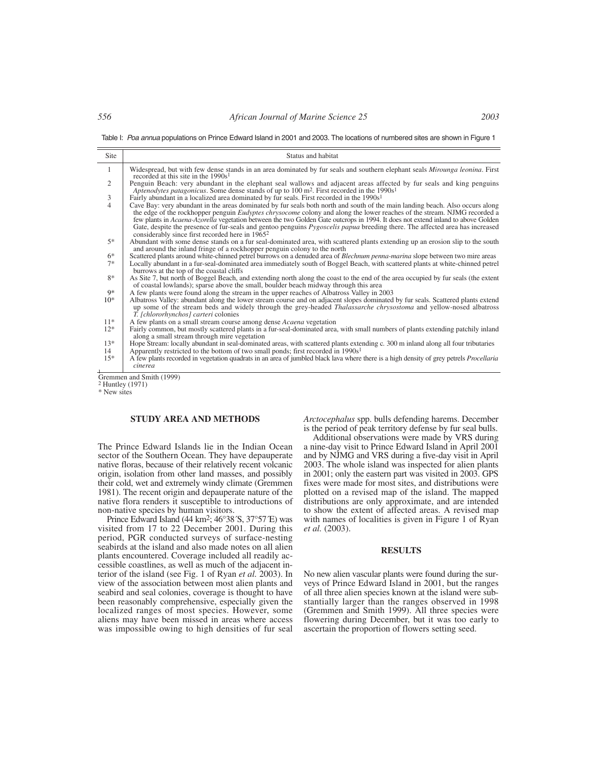Table I: *Poa annua* populations on Prince Edward Island in 2001 and 2003. The locations of numbered sites are shown in Figure 1

| Site | Status and habitat |
|---|---|
| 1 | Widespread, but with few dense stands in an area dominated by fur seals and southern elephant seals *Mirounga leonina*. First recorded at this site in the 1990s[1] |
| 2 | Penguin Beach: very abundant in the elephant seal wallows and adjacent areas affected by fur seals and king penguins *Aptenodytes patagonicus*. Some dense stands of up to 100 m$^2$. First recorded in the 1990s[1] |
| 3 | Fairly abundant in a localized area dominated by fur seals. First recorded in the 1990s[1] |
| 4 | Cave Bay: very abundant in the areas dominated by fur seals both north and south of the main landing beach. Also occurs along the edge of the rockhopper penguin *Eudyptes chrysocome* colony and along the lower reaches of the stream. NJMG recorded a few plants in *Acaena-Azorella* vegetation between the two Golden Gate outcrops in 1994. It does not extend inland to above Golden Gate, despite the presence of fur-seals and gentoo penguins *Pygoscelis papua* breeding there. The affected area has increased considerably since first recorded here in 1965[2] |
| 5* | Abundant with some dense stands on a fur seal-dominated area, with scattered plants extending up an erosion slip to the south and around the inland fringe of a rockhopper penguin colony to the north |
| 6* | Scattered plants around white-chinned petrel burrows on a denuded area of *Blechnum penna-marina* slope between two mire areas |
| 7* | Locally abundant in a fur-seal-dominated area immediately south of Boggel Beach, with scattered plants at white-chinned petrel burrows at the top of the coastal cliffs |
| 8* | As Site 7, but north of Boggel Beach, and extending north along the coast to the end of the area occupied by fur seals (the extent of coastal lowlands); sparse above the small, boulder beach midway through this area |
| 9* | A few plants were found along the stream in the upper reaches of Albatross Valley in 2003 |
| 10* | Albatross Valley: abundant along the lower stream course and on adjacent slopes dominated by fur seals. Scattered plants extend up some of the stream beds and widely through the grey-headed *Thalassarche chrysostoma* and yellow-nosed albatross *T. [chlororhynchos] carteri* colonies |
| 11* | A few plants on a small stream course among dense *Acaena* vegetation |
| 12* | Fairly common, but mostly scattered plants in a fur-seal-dominated area, with small numbers of plants extending patchily inland along a small stream through mire vegetation |
| 13* | Hope Stream: locally abundant in seal-dominated areas, with scattered plants extending c. 300 m inland along all four tributaries |
| 14 | Apparently restricted to the bottom of two small ponds; first recorded in 1990s[1] |
| 15* | A few plants recorded in vegetation quadrats in an area of jumbled black lava where there is a high density of grey petrels *Procellaria cinerea* |

[1] Gremmen and Smith (1999)
[2] Huntley (1971)
* New sites

## STUDY AREA AND METHODS

The Prince Edward Islands lie in the Indian Ocean sector of the Southern Ocean. They have depauperate native floras, because of their relatively recent volcanic origin, isolation from other land masses, and possibly their cold, wet and extremely windy climate (Gremmen 1981). The recent origin and depauperate nature of the native flora renders it susceptible to introductions of non-native species by human visitors.

Prince Edward Island (44 km$^2$; 46°38´S, 37°57´E) was visited from 17 to 22 December 2001. During this period, PGR conducted surveys of surface-nesting seabirds at the island and also made notes on all alien plants encountered. Coverage included all readily accessible coastlines, as well as much of the adjacent interior of the island (see Fig. 1 of Ryan *et al.* 2003). In view of the association between most alien plants and seabird and seal colonies, coverage is thought to have been reasonably comprehensive, especially given the localized ranges of most species. However, some aliens may have been missed in areas where access was impossible owing to high densities of fur seal *Arctocephalus* spp. bulls defending harems. December is the period of peak territory defense by fur seal bulls.

Additional observations were made by VRS during a nine-day visit to Prince Edward Island in April 2001 and by NJMG and VRS during a five-day visit in April 2003. The whole island was inspected for alien plants in 2001; only the eastern part was visited in 2003. GPS fixes were made for most sites, and distributions were plotted on a revised map of the island. The mapped distributions are only approximate, and are intended to show the extent of affected areas. A revised map with names of localities is given in Figure 1 of Ryan *et al.* (2003).

## RESULTS

No new alien vascular plants were found during the surveys of Prince Edward Island in 2001, but the ranges of all three alien species known at the island were substantially larger than the ranges observed in 1998 (Gremmen and Smith 1999). All three species were flowering during December, but it was too early to ascertain the proportion of flowers setting seed.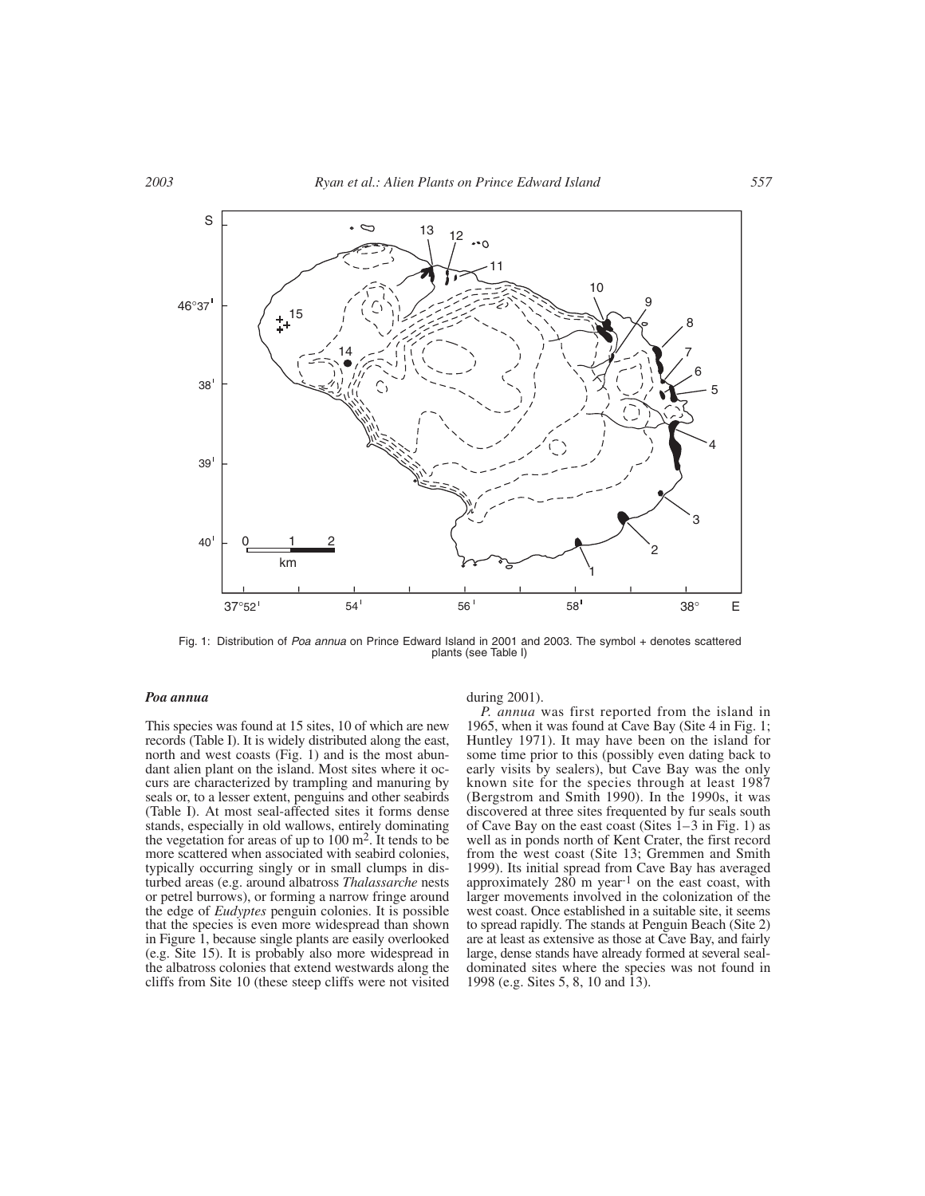Fig. 1: Distribution of *Poa annua* on Prince Edward Island in 2001 and 2003. The symbol + denotes scattered plants (see Table I)

### *Poa annua*

This species was found at 15 sites, 10 of which are new records (Table I). It is widely distributed along the east, north and west coasts (Fig. 1) and is the most abundant alien plant on the island. Most sites where it occurs are characterized by trampling and manuring by seals or, to a lesser extent, penguins and other seabirds (Table I). At most seal-affected sites it forms dense stands, especially in old wallows, entirely dominating the vegetation for areas of up to 100 $m^2$. It tends to be more scattered when associated with seabird colonies, typically occurring singly or in small clumps in disturbed areas (e.g. around albatross *Thalassarche* nests or petrel burrows), or forming a narrow fringe around the edge of *Eudyptes* penguin colonies. It is possible that the species is even more widespread than shown in Figure 1, because single plants are easily overlooked (e.g. Site 15). It is probably also more widespread in the albatross colonies that extend westwards along the cliffs from Site 10 (these steep cliffs were not visited during 2001).

*P. annua* was first reported from the island in 1965, when it was found at Cave Bay (Site 4 in Fig. 1; Huntley 1971). It may have been on the island for some time prior to this (possibly even dating back to early visits by sealers), but Cave Bay was the only known site for the species through at least 1987 (Bergstrom and Smith 1990). In the 1990s, it was discovered at three sites frequented by fur seals south of Cave Bay on the east coast (Sites 1–3 in Fig. 1) as well as in ponds north of Kent Crater, the first record from the west coast (Site 13; Gremmen and Smith 1999). Its initial spread from Cave Bay has averaged approximately 280 m $year^{-1}$ on the east coast, with larger movements involved in the colonization of the west coast. Once established in a suitable site, it seems to spread rapidly. The stands at Penguin Beach (Site 2) are at least as extensive as those at Cave Bay, and fairly large, dense stands have already formed at several seal-dominated sites where the species was not found in 1998 (e.g. Sites 5, 8, 10 and 13).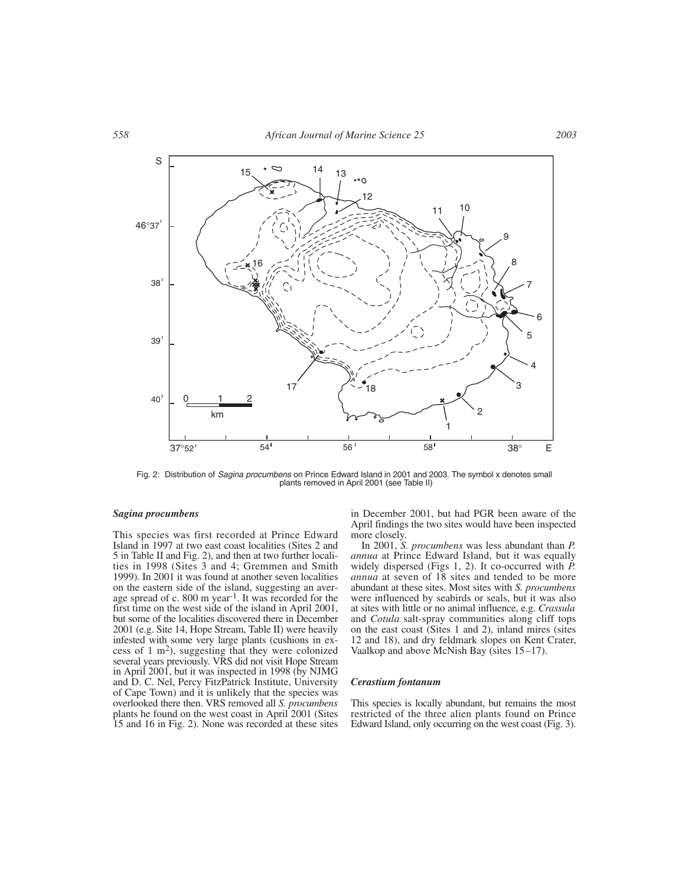Fig. 2: Distribution of *Sagina procumbens* on Prince Edward Island in 2001 and 2003. The symbol x denotes small plants removed in April 2001 (see Table II)

### *Sagina procumbens*

This species was first recorded at Prince Edward Island in 1997 at two east coast localities (Sites 2 and 5 in Table II and Fig. 2), and then at two further localities in 1998 (Sites 3 and 4; Gremmen and Smith 1999). In 2001 it was found at another seven localities on the eastern side of the island, suggesting an average spread of c. 800 m year$^{-1}$. It was recorded for the first time on the west side of the island in April 2001, but some of the localities discovered there in December 2001 (e.g. Site 14, Hope Stream, Table II) were heavily infested with some very large plants (cushions in excess of 1 m$^2$), suggesting that they were colonized several years previously. VRS did not visit Hope Stream in April 2001, but it was inspected in 1998 (by NJMG and D. C. Nel, Percy FitzPatrick Institute, University of Cape Town) and it is unlikely that the species was overlooked there then. VRS removed all *S. procumbens* plants he found on the west coast in April 2001 (Sites 15 and 16 in Fig. 2). None was recorded at these sites in December 2001, but had PGR been aware of the April findings the two sites would have been inspected more closely.

In 2001, *S. procumbens* was less abundant than *P. annua* at Prince Edward Island, but it was equally widely dispersed (Figs 1, 2). It co-occurred with *P. annua* at seven of 18 sites and tended to be more abundant at these sites. Most sites with *S. procumbens* were influenced by seabirds or seals, but it was also at sites with little or no animal influence, e.g. *Crassula* and *Cotula* salt-spray communities along cliff tops on the east coast (Sites 1 and 2), inland mires (sites 12 and 18), and dry feldmark slopes on Kent Crater, Vaalkop and above McNish Bay (sites 15–17).

### *Cerastium fontanum*

This species is locally abundant, but remains the most restricted of the three alien plants found on Prince Edward Island, only occurring on the west coast (Fig. 3).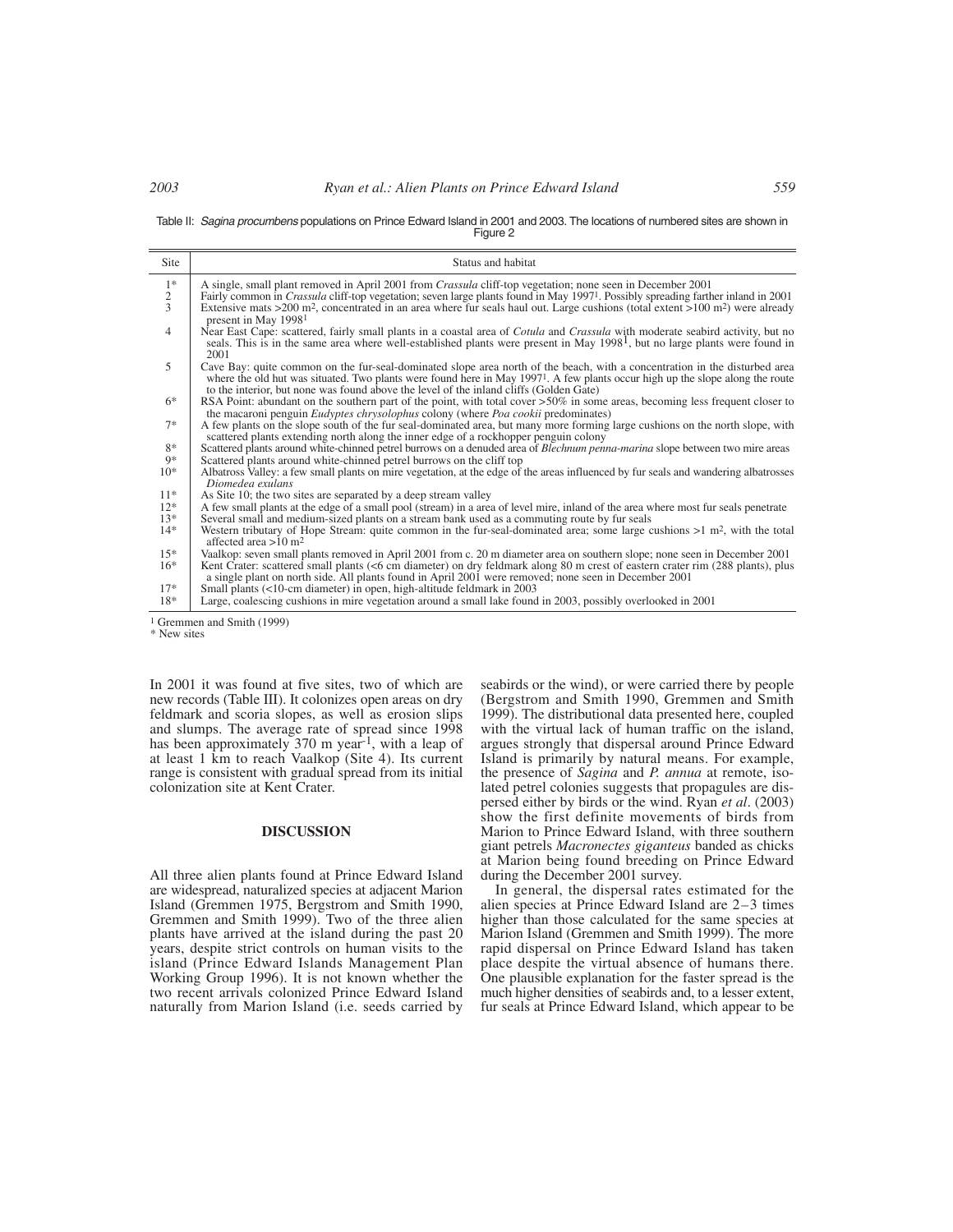Table II: *Sagina procumbens* populations on Prince Edward Island in 2001 and 2003. The locations of numbered sites are shown in Figure 2

| Site | Status and habitat |
| --- | --- |
| 1* | A single, small plant removed in April 2001 from *Crassula* cliff-top vegetation; none seen in December 2001 |
| 2 | Fairly common in *Crassula* cliff-top vegetation; seven large plants found in May 1997[1]. Possibly spreading farther inland in 2001 |
| 3 | Extensive mats >200 m$^2$, concentrated in an area where fur seals haul out. Large cushions (total extent >100 m$^2$) were already present in May 1998[1] |
| 4 | Near East Cape: scattered, fairly small plants in a coastal area of *Cotula* and *Crassula* with moderate seabird activity, but no seals. This is in the same area where well-established plants were present in May 1998[1], but no large plants were found in 2001 |
| 5 | Cave Bay: quite common on the fur-seal-dominated slope area north of the beach, with a concentration in the disturbed area where the old hut was situated. Two plants were found here in May 1997[1]. A few plants occur high up the slope along the route to the interior, but none was found above the level of the inland cliffs (Golden Gate) |
| 6* | RSA Point: abundant on the southern part of the point, with total cover >50% in some areas, becoming less frequent closer to the macaroni penguin *Eudyptes chrysolophus* colony (where *Poa cookii* predominates) |
| 7* | A few plants on the slope south of the fur seal-dominated area, but many more forming large cushions on the north slope, with scattered plants extending north along the inner edge of a rockhopper penguin colony |
| 8* | Scattered plants around white-chinned petrel burrows on a denuded area of *Blechnum penna-marina* slope between two mire areas |
| 9* | Scattered plants around white-chinned petrel burrows on the cliff top |
| 10* | Albatross Valley: a few small plants on mire vegetation, at the edge of the areas influenced by fur seals and wandering albatrosses *Diomedea exulans* |
| 11* | As Site 10; the two sites are separated by a deep stream valley |
| 12* | A few small plants at the edge of a small pool (stream) in a area of level mire, inland of the area where most fur seals penetrate |
| 13* | Several small and medium-sized plants on a stream bank used as a commuting route by fur seals |
| 14* | Western tributary of Hope Stream: quite common in the fur-seal-dominated area; some large cushions >1 m$^2$, with the total affected area >10 m$^2$ |
| 15* | Vaalkop: seven small plants removed in April 2001 from c. 20 m diameter area on southern slope; none seen in December 2001 |
| 16* | Kent Crater: scattered small plants (<6 cm diameter) on dry feldmark along 80 m crest of eastern crater rim (288 plants), plus a single plant on north side. All plants found in April 2001 were removed; none seen in December 2001 |
| 17* | Small plants (<10-cm diameter) in open, high-altitude feldmark in 2003 |
| 18* | Large, coalescing cushions in mire vegetation around a small lake found in 2003, possibly overlooked in 2001 |

[1] Gremmen and Smith (1999)
\* New sites

In 2001 it was found at five sites, two of which are new records (Table III). It colonizes open areas on dry feldmark and scoria slopes, as well as erosion slips and slumps. The average rate of spread since 1998 has been approximately 370 m year$^{-1}$, with a leap of at least 1 km to reach Vaalkop (Site 4). Its current range is consistent with gradual spread from its initial colonization site at Kent Crater.

## DISCUSSION

All three alien plants found at Prince Edward Island are widespread, naturalized species at adjacent Marion Island (Gremmen 1975, Bergstrom and Smith 1990, Gremmen and Smith 1999). Two of the three alien plants have arrived at the island during the past 20 years, despite strict controls on human visits to the island (Prince Edward Islands Management Plan Working Group 1996). It is not known whether the two recent arrivals colonized Prince Edward Island naturally from Marion Island (i.e. seeds carried by seabirds or the wind), or were carried there by people (Bergstrom and Smith 1990, Gremmen and Smith 1999). The distributional data presented here, coupled with the virtual lack of human traffic on the island, argues strongly that dispersal around Prince Edward Island is primarily by natural means. For example, the presence of *Sagina* and *P. annua* at remote, isolated petrel colonies suggests that propagules are dispersed either by birds or the wind. Ryan *et al*. (2003) show the first definite movements of birds from Marion to Prince Edward Island, with three southern giant petrels *Macronectes giganteus* banded as chicks at Marion being found breeding on Prince Edward during the December 2001 survey.

In general, the dispersal rates estimated for the alien species at Prince Edward Island are 2–3 times higher than those calculated for the same species at Marion Island (Gremmen and Smith 1999). The more rapid dispersal on Prince Edward Island has taken place despite the virtual absence of humans there. One plausible explanation for the faster spread is the much higher densities of seabirds and, to a lesser extent, fur seals at Prince Edward Island, which appear to be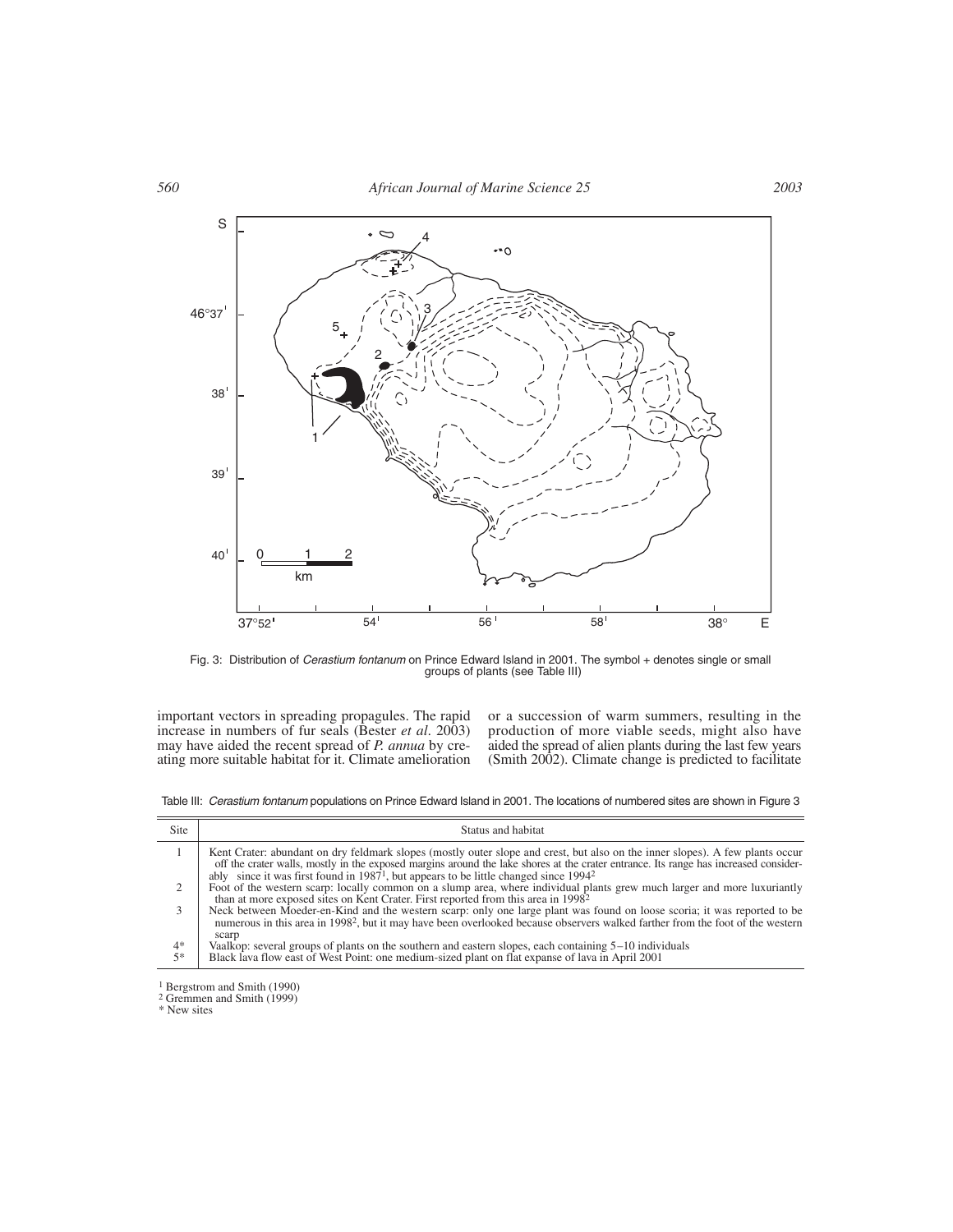Fig. 3: Distribution of *Cerastium fontanum* on Prince Edward Island in 2001. The symbol + denotes single or small groups of plants (see Table III)

important vectors in spreading propagules. The rapid increase in numbers of fur seals (Bester *et al.* 2003) may have aided the recent spread of *P. annua* by creating more suitable habitat for it. Climate amelioration or a succession of warm summers, resulting in the production of more viable seeds, might also have aided the spread of alien plants during the last few years (Smith 2002). Climate change is predicted to facilitate

Table III: *Cerastium fontanum* populations on Prince Edward Island in 2001. The locations of numbered sites are shown in Figure 3

| Site | Status and habitat |
|---|---|
| 1 | Kent Crater: abundant on dry feldmark slopes (mostly outer slope and crest, but also on the inner slopes). A few plants occur off the crater walls, mostly in the exposed margins around the lake shores at the crater entrance. Its range has increased considerably since it was first found in 1987[1], but appears to be little changed since 1994[2] |
| 2 | Foot of the western scarp: locally common on a slump area, where individual plants grew much larger and more luxuriantly than at more exposed sites on Kent Crater. First reported from this area in 1998[2] |
| 3 | Neck between Moeder-en-Kind and the western scarp: only one large plant was found on loose scoria; it was reported to be numerous in this area in 1998[2], but it may have been overlooked because observers walked farther from the foot of the western scarp |
| 4* | Vaalkop: several groups of plants on the southern and eastern slopes, each containing 5–10 individuals |
| 5* | Black lava flow east of West Point: one medium-sized plant on flat expanse of lava in April 2001 |

[1] Bergstrom and Smith (1990)
[2] Gremmen and Smith (1999)
\* New sites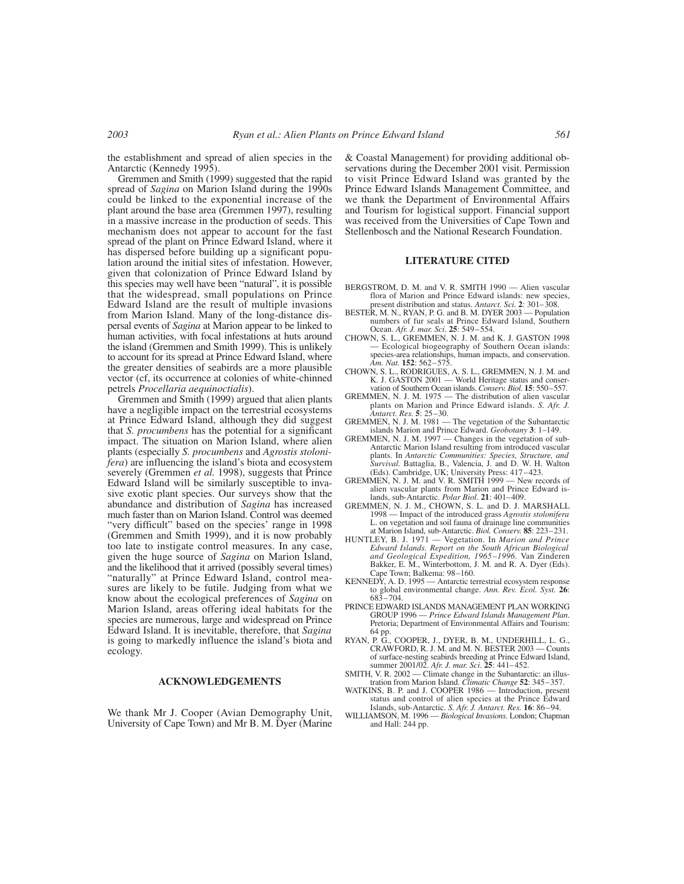the establishment and spread of alien species in the Antarctic (Kennedy 1995).

Gremmen and Smith (1999) suggested that the rapid spread of *Sagina* on Marion Island during the 1990s could be linked to the exponential increase of the plant around the base area (Gremmen 1997), resulting in a massive increase in the production of seeds. This mechanism does not appear to account for the fast spread of the plant on Prince Edward Island, where it has dispersed before building up a significant population around the initial sites of infestation. However, given that colonization of Prince Edward Island by this species may well have been "natural", it is possible that the widespread, small populations on Prince Edward Island are the result of multiple invasions from Marion Island. Many of the long-distance dispersal events of *Sagina* at Marion appear to be linked to human activities, with focal infestations at huts around the island (Gremmen and Smith 1999). This is unlikely to account for its spread at Prince Edward Island, where the greater densities of seabirds are a more plausible vector (cf, its occurrence at colonies of white-chinned petrels *Procellaria aequinoctialis*).

Gremmen and Smith (1999) argued that alien plants have a negligible impact on the terrestrial ecosystems at Prince Edward Island, although they did suggest that *S. procumbens* has the potential for a significant impact. The situation on Marion Island, where alien plants (especially *S. procumbens* and *Agrostis stolonifera*) are influencing the island's biota and ecosystem severely (Gremmen *et al.* 1998), suggests that Prince Edward Island will be similarly susceptible to invasive exotic plant species. Our surveys show that the abundance and distribution of *Sagina* has increased much faster than on Marion Island. Control was deemed "very difficult" based on the species' range in 1998 (Gremmen and Smith 1999), and it is now probably too late to instigate control measures. In any case, given the huge source of *Sagina* on Marion Island, and the likelihood that it arrived (possibly several times) "naturally" at Prince Edward Island, control measures are likely to be futile. Judging from what we know about the ecological preferences of *Sagina* on Marion Island, areas offering ideal habitats for the species are numerous, large and widespread on Prince Edward Island. It is inevitable, therefore, that *Sagina* is going to markedly influence the island's biota and ecology.

## ACKNOWLEDGEMENTS

We thank Mr J. Cooper (Avian Demography Unit, University of Cape Town) and Mr B. M. Dyer (Marine & Coastal Management) for providing additional observations during the December 2001 visit. Permission to visit Prince Edward Island was granted by the Prince Edward Islands Management Committee, and we thank the Department of Environmental Affairs and Tourism for logistical support. Financial support was received from the Universities of Cape Town and Stellenbosch and the National Research Foundation.

## LITERATURE CITED

BERGSTROM, D. M. and V. R. SMITH 1990 — Alien vascular flora of Marion and Prince Edward islands: new species, present distribution and status. *Antarct. Sci.* **2**: 301–308.

BESTER, M. N., RYAN, P. G. and B. M. DYER 2003 — Population numbers of fur seals at Prince Edward Island, Southern Ocean. *Afr. J. mar. Sci.* **25**: 549–554.

CHOWN, S. L., GREMMEN, N. J. M. and K. J. GASTON 1998 — Ecological biogeography of Southern Ocean islands: species-area relationships, human impacts, and conservation. *Am. Nat.* **152**: 562–575.

CHOWN, S. L., RODRIGUES, A. S. L., GREMMEN, N. J. M. and K. J. GASTON 2001 — World Heritage status and conservation of Southern Ocean islands. *Conserv. Biol.* **15**: 550–557.

GREMMEN, N. J. M. 1975 — The distribution of alien vascular plants on Marion and Prince Edward islands. *S. Afr. J. Antarct. Res.* **5**: 25–30.

GREMMEN, N. J. M. 1981 — The vegetation of the Subantarctic islands Marion and Prince Edward. *Geobotany* **3**: 1–149.

GREMMEN, N. J. M. 1997 — Changes in the vegetation of sub-Antarctic Marion Island resulting from introduced vascular plants. In *Antarctic Communities: Species, Structure, and Survival.* Battaglia, B., Valencia, J. and D. W. H. Walton (Eds). Cambridge, UK; University Press: 417–423.

GREMMEN, N. J. M. and V. R. SMITH 1999 — New records of alien vascular plants from Marion and Prince Edward islands, sub-Antarctic. *Polar Biol.* **21**: 401–409.

GREMMEN, N. J. M., CHOWN, S. L. and D. J. MARSHALL 1998 — Impact of the introduced grass *Agrostis stolonifera* L. on vegetation and soil fauna of drainage line communities at Marion Island, sub-Antarctic. *Biol. Conserv.* **85**: 223–231.

HUNTLEY, B. J. 1971 — Vegetation. In *Marion and Prince Edward Islands. Report on the South African Biological and Geological Expedition, 1965–1996.* Van Zinderen Bakker, E. M., Winterbottom, J. M. and R. A. Dyer (Eds). Cape Town; Balkema: 98–160.

KENNEDY, A. D. 1995 — Antarctic terrestrial ecosystem response to global environmental change. *Ann. Rev. Ecol. Syst.* **26**: 683–704.

PRINCE EDWARD ISLANDS MANAGEMENT PLAN WORKING GROUP 1996 — *Prince Edward Islands Management Plan*. Pretoria; Department of Environmental Affairs and Tourism: 64 pp.

RYAN, P. G., COOPER, J., DYER, B. M., UNDERHILL, L. G., CRAWFORD, R. J. M. and M. N. BESTER 2003 — Counts of surface-nesting seabirds breeding at Prince Edward Island, summer 2001/02. *Afr. J. mar. Sci*. **25**: 441–452.

SMITH, V. R. 2002 — Climate change in the Subantarctic: an illustration from Marion Island. *Climatic Change* **52**: 345–357.

WATKINS, B. P. and J. COOPER 1986 — Introduction, present status and control of alien species at the Prince Edward Islands, sub-Antarctic. *S. Afr. J. Antarct. Res.* **16**: 86–94.

WILLIAMSON, M. 1996 — *Biological Invasions*. London; Chapman and Hall: 244 pp.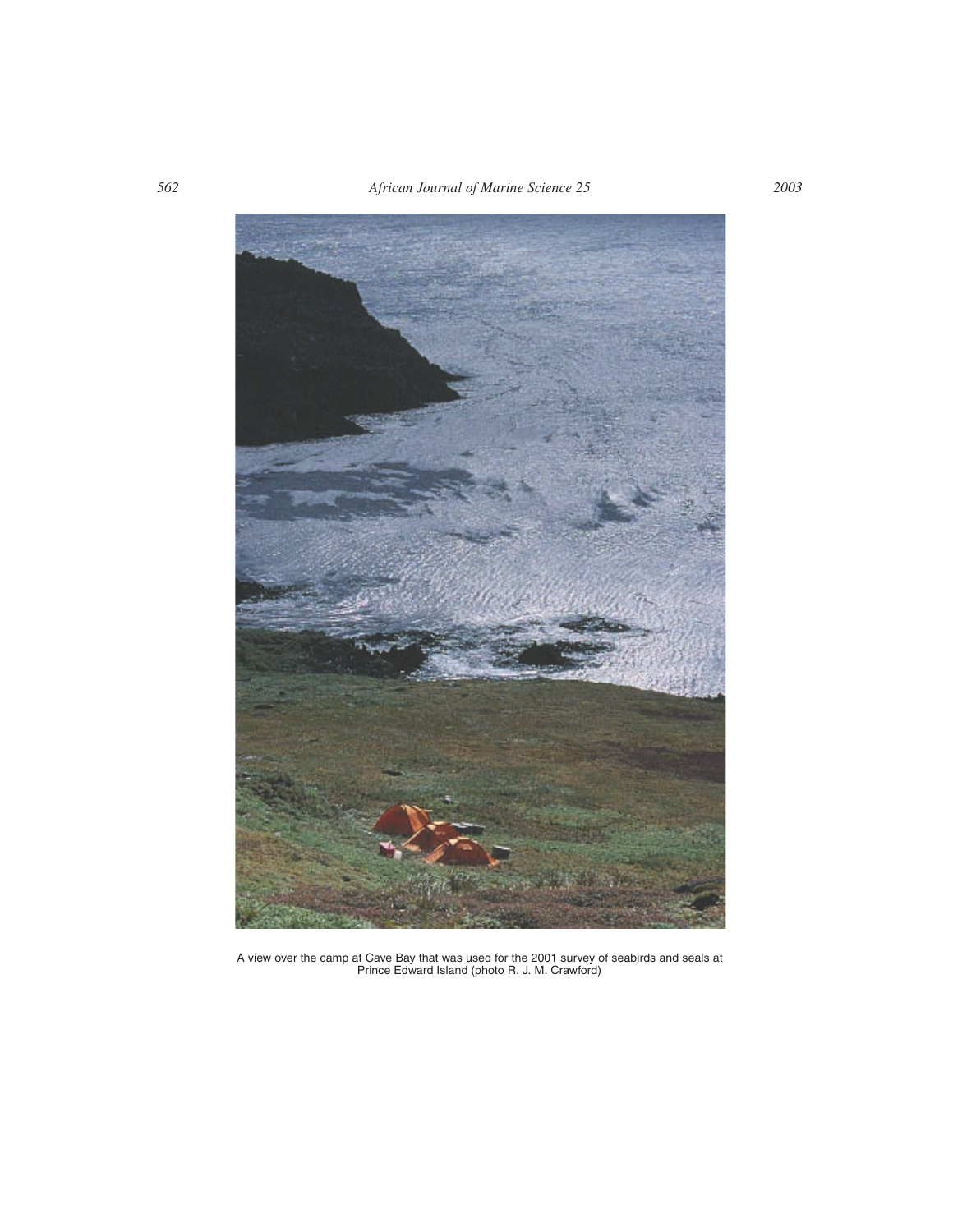A view over the camp at Cave Bay that was used for the 2001 survey of seabirds and seals at Prince Edward Island (photo R. J. M. Crawford)